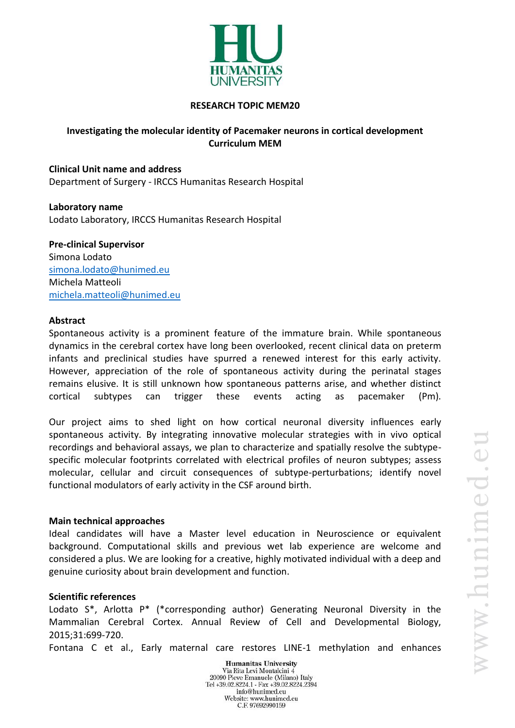**RESEARCH TOPIC MEM20**

**Investigating the molecular identity of Pacemaker neurons in cortical development**
**Curriculum MEM**

**Clinical Unit name and address**
Department of Surgery - IRCCS Humanitas Research Hospital

**Laboratory name**
Lodato Laboratory, IRCCS Humanitas Research Hospital

**Pre-clinical Supervisor**
Simona Lodato
simona.lodato@hunimed.eu
Michela Matteoli
michela.matteoli@hunimed.eu

**Abstract**
Spontaneous activity is a prominent feature of the immature brain. While spontaneous dynamics in the cerebral cortex have long been overlooked, recent clinical data on preterm infants and preclinical studies have spurred a renewed interest for this early activity. However, appreciation of the role of spontaneous activity during the perinatal stages remains elusive. It is still unknown how spontaneous patterns arise, and whether distinct cortical subtypes can trigger these events acting as pacemaker (Pm).

Our project aims to shed light on how cortical neuronal diversity influences early spontaneous activity. By integrating innovative molecular strategies with in vivo optical recordings and behavioral assays, we plan to characterize and spatially resolve the subtype-specific molecular footprints correlated with electrical profiles of neuron subtypes; assess molecular, cellular and circuit consequences of subtype-perturbations; identify novel functional modulators of early activity in the CSF around birth.

**Main technical approaches**
Ideal candidates will have a Master level education in Neuroscience or equivalent background. Computational skills and previous wet lab experience are welcome and considered a plus. We are looking for a creative, highly motivated individual with a deep and genuine curiosity about brain development and function.

**Scientific references**
Lodato S*, Arlotta P* (*corresponding author) Generating Neuronal Diversity in the Mammalian Cerebral Cortex. Annual Review of Cell and Developmental Biology, 2015;31:699-720.
Fontana C et al., Early maternal care restores LINE-1 methylation and enhances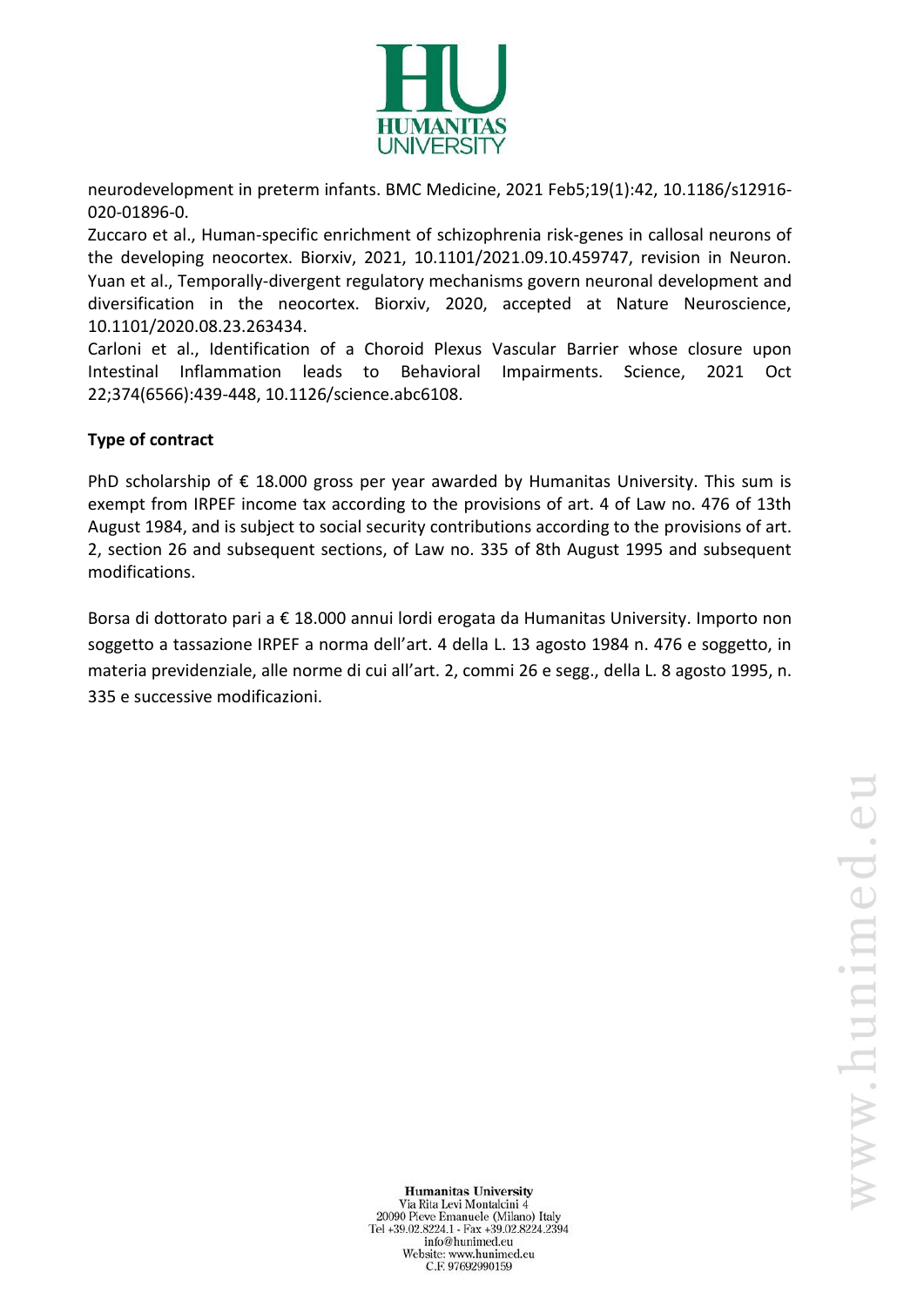neurodevelopment in preterm infants. BMC Medicine, 2021 Feb5;19(1):42, 10.1186/s12916-020-01896-0.
Zuccaro et al., Human-specific enrichment of schizophrenia risk-genes in callosal neurons of the developing neocortex. Biorxiv, 2021, 10.1101/2021.09.10.459747, revision in Neuron.
Yuan et al., Temporally-divergent regulatory mechanisms govern neuronal development and diversification in the neocortex. Biorxiv, 2020, accepted at Nature Neuroscience, 10.1101/2020.08.23.263434.
Carloni et al., Identification of a Choroid Plexus Vascular Barrier whose closure upon Intestinal Inflammation leads to Behavioral Impairments. Science, 2021 Oct 22;374(6566):439-448, 10.1126/science.abc6108.

**Type of contract**

PhD scholarship of € 18.000 gross per year awarded by Humanitas University. This sum is exempt from IRPEF income tax according to the provisions of art. 4 of Law no. 476 of 13th August 1984, and is subject to social security contributions according to the provisions of art. 2, section 26 and subsequent sections, of Law no. 335 of 8th August 1995 and subsequent modifications.

Borsa di dottorato pari a € 18.000 annui lordi erogata da Humanitas University. Importo non soggetto a tassazione IRPEF a norma dell'art. 4 della L. 13 agosto 1984 n. 476 e soggetto, in materia previdenziale, alle norme di cui all'art. 2, commi 26 e segg., della L. 8 agosto 1995, n. 335 e successive modificazioni.